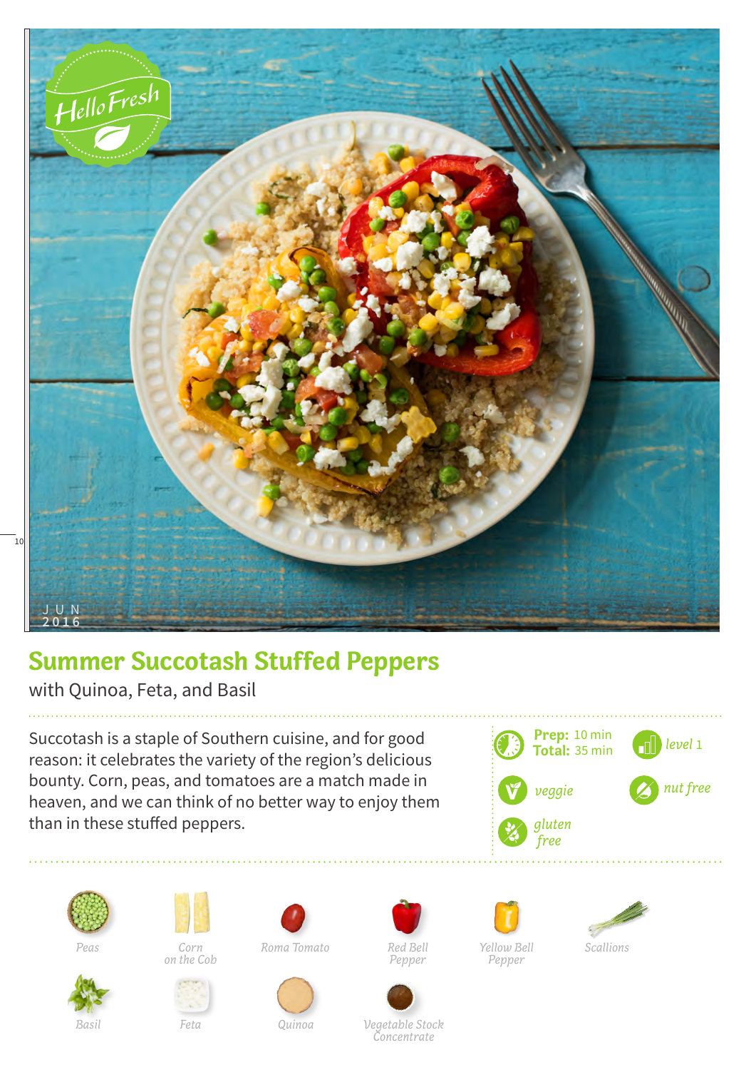# Summer Succotash Stuffed Peppers

with Quinoa, Feta, and Basil

Succotash is a staple of Southern cuisine, and for good reason: it celebrates the variety of the region's delicious bounty. Corn, peas, and tomatoes are a match made in heaven, and we can think of no better way to enjoy them than in these stuffed peppers.

**Prep:** 10 min
**Total:** 35 min

*level* 1

*veggie*

*nut free*

*gluten free*

*Peas*
*Corn on the Cob*
*Roma Tomato*
*Red Bell Pepper*
*Yellow Bell Pepper*
*Scallions*
*Basil*
*Feta*
*Quinoa*
*Vegetable Stock Concentrate*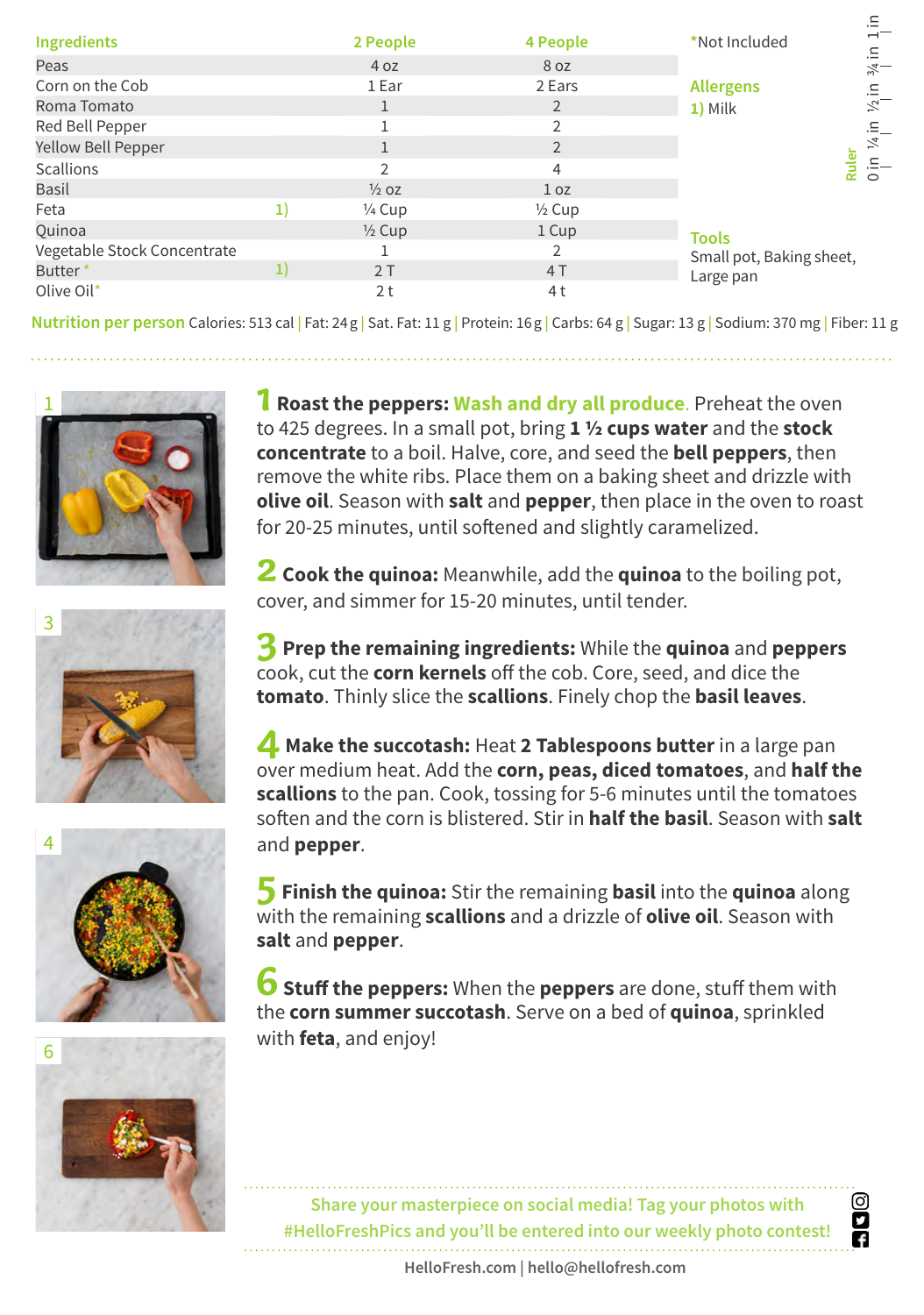| Ingredients | | 2 People | 4 People |
|---|---|---|---|
| Peas | | 4 oz | 8 oz |
| Corn on the Cob | | 1 Ear | 2 Ears |
| Roma Tomato | | 1 | 2 |
| Red Bell Pepper | | 1 | 2 |
| Yellow Bell Pepper | | 1 | 2 |
| Scallions | | 2 | 4 |
| Basil | | ½ oz | 1 oz |
| Feta | 1) | ¼ Cup | ½ Cup |
| Quinoa | | ½ Cup | 1 Cup |
| Vegetable Stock Concentrate | | 1 | 2 |
| Butter * | 1) | 2 T | 4 T |
| Olive Oil* | | 2 t | 4 t |

*Not Included

**Allergens**

1) Milk

**Tools**

Small pot, Baking sheet, Large pan

Ruler

0 in ¼ in ½ in ¾ in 1 in

**Nutrition per person** Calories: 513 cal | Fat: 24 g | Sat. Fat: 11 g | Protein: 16 g | Carbs: 64 g | Sugar: 13 g | Sodium: 370 mg | Fiber: 11 g

1

3

4

6

**1 Roast the peppers: Wash and dry all produce.** Preheat the oven to 425 degrees. In a small pot, bring **1 ½ cups water** and the **stock concentrate** to a boil. Halve, core, and seed the **bell peppers**, then remove the white ribs. Place them on a baking sheet and drizzle with **olive oil**. Season with **salt** and **pepper**, then place in the oven to roast for 20-25 minutes, until softened and slightly caramelized.

**2 Cook the quinoa:** Meanwhile, add the **quinoa** to the boiling pot, cover, and simmer for 15-20 minutes, until tender.

**3 Prep the remaining ingredients:** While the **quinoa** and **peppers** cook, cut the **corn kernels** off the cob. Core, seed, and dice the **tomato**. Thinly slice the **scallions**. Finely chop the **basil leaves**.

**4 Make the succotash:** Heat **2 Tablespoons butter** in a large pan over medium heat. Add the **corn, peas, diced tomatoes**, and **half the scallions** to the pan. Cook, tossing for 5-6 minutes until the tomatoes soften and the corn is blistered. Stir in **half the basil**. Season with **salt** and **pepper**.

**5 Finish the quinoa:** Stir the remaining **basil** into the **quinoa** along with the remaining **scallions** and a drizzle of **olive oil**. Season with **salt** and **pepper**.

**6 Stuff the peppers:** When the **peppers** are done, stuff them with the **corn summer succotash**. Serve on a bed of **quinoa**, sprinkled with **feta**, and enjoy!

Share your masterpiece on social media! Tag your photos with #HelloFreshPics and you'll be entered into our weekly photo contest!

HelloFresh.com | hello@hellofresh.com